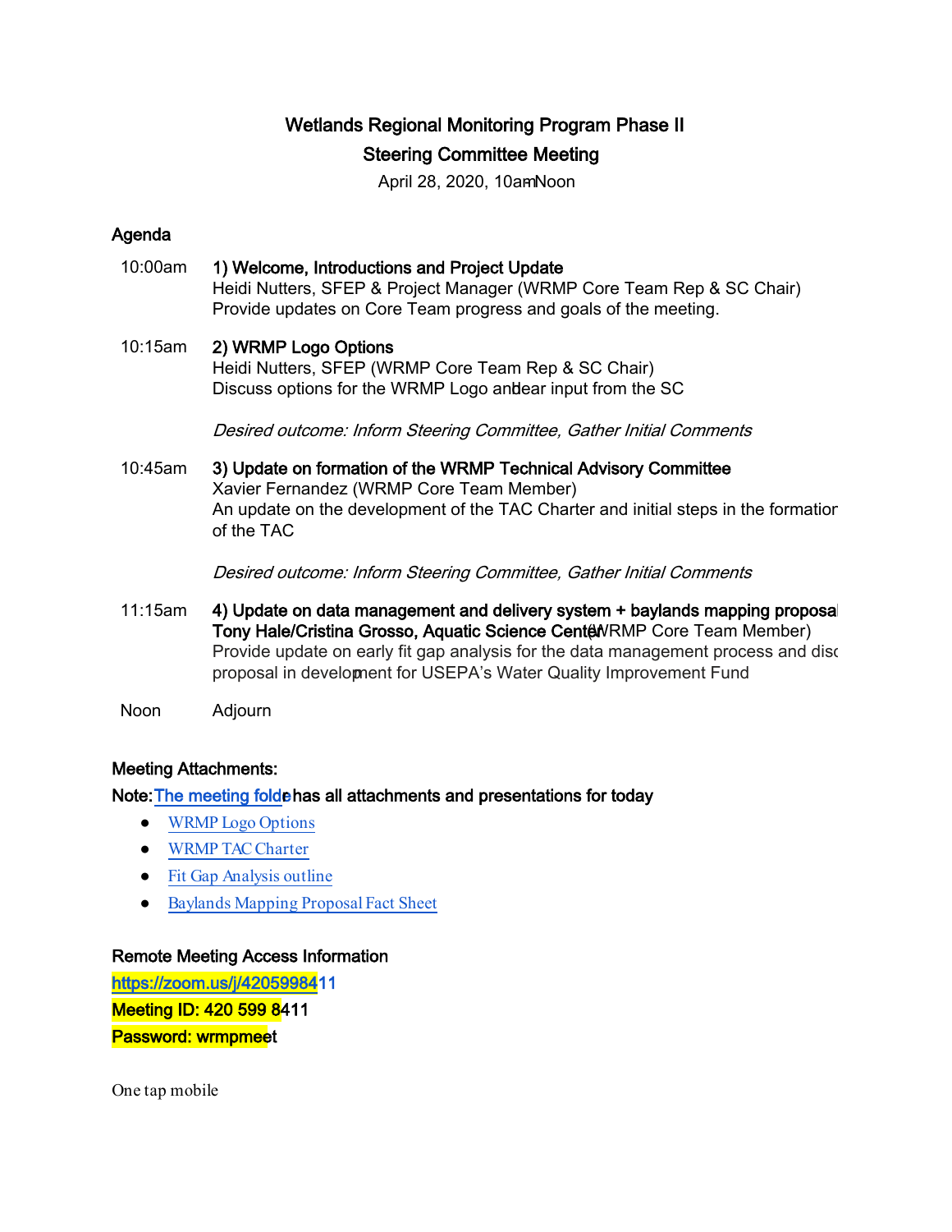# Wetlands Regional Monitoring Program Phase II

## Steering Committee Meeting

April 28, 2020, 10am-Noon

### Agenda

10:00am **1) Welcome, Introductions and Project Update**
Heidi Nutters, SFEP & Project Manager (WRMP Core Team Rep & SC Chair)
Provide updates on Core Team progress and goals of the meeting.

10:15am **2) WRMP Logo Options**
Heidi Nutters, SFEP (WRMP Core Team Rep & SC Chair)
Discuss options for the WRMP Logo and hear input from the SC

*Desired outcome: Inform Steering Committee, Gather Initial Comments*

10:45am **3) Update on formation of the WRMP Technical Advisory Committee**
Xavier Fernandez (WRMP Core Team Member)
An update on the development of the TAC Charter and initial steps in the formation of the TAC

*Desired outcome: Inform Steering Committee, Gather Initial Comments*

11:15am **4) Update on data management and delivery system + baylands mapping proposal**
**Tony Hale/Cristina Grosso, Aquatic Science Center** (WRMP Core Team Member)
Provide update on early fit gap analysis for the data management process and disc proposal in development for USEPA's Water Quality Improvement Fund

Noon Adjourn

### Meeting Attachments:

**Note: The meeting folder has all attachments and presentations for today**

- WRMP Logo Options
- WRMP TAC Charter
- Fit Gap Analysis outline
- Baylands Mapping Proposal Fact Sheet

### Remote Meeting Access Information

**https://zoom.us/j/4205998411**
**Meeting ID: 420 599 8411**
**Password: wrmpmeet**

One tap mobile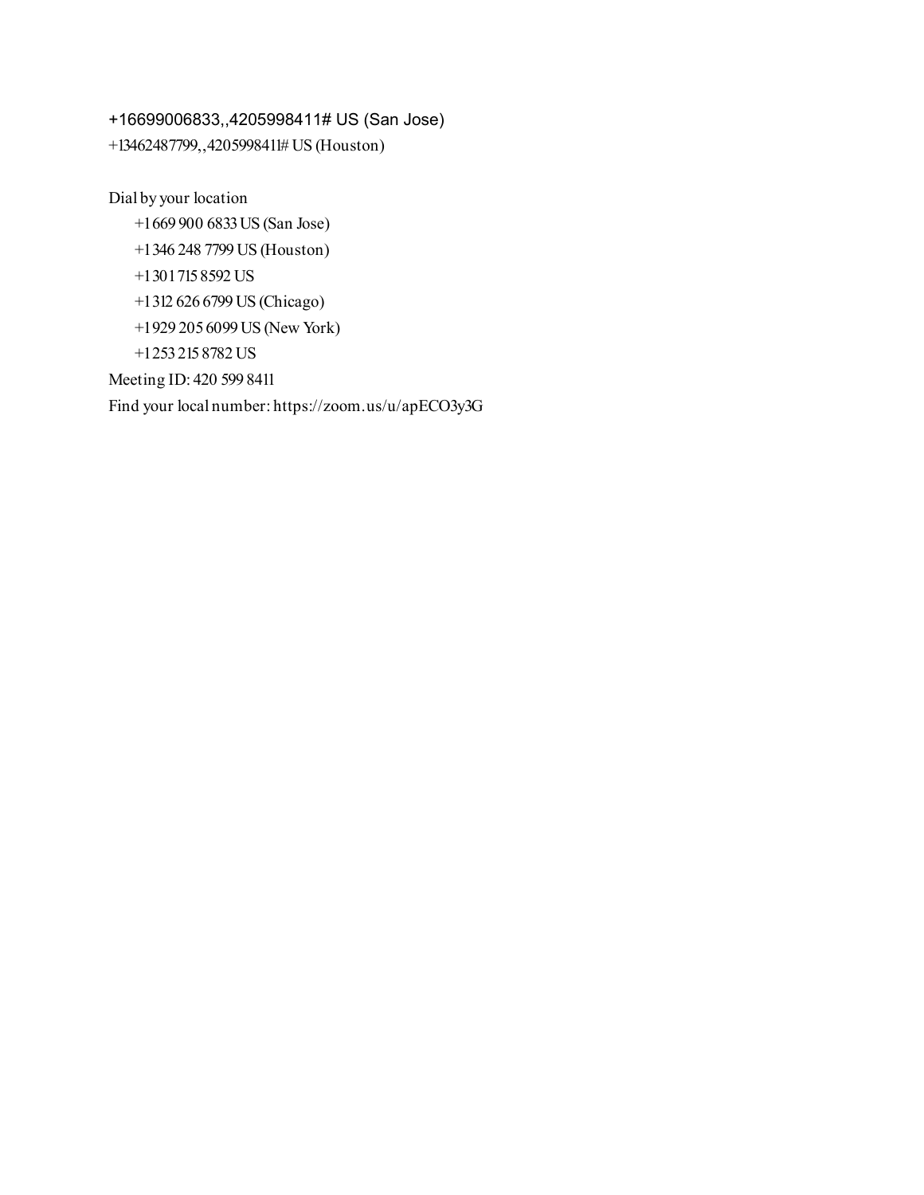+16699006833,,4205998411# US (San Jose)
+13462487799,,4205998411# US (Houston)

Dial by your location
- +1 669 900 6833 US (San Jose)
- +1 346 248 7799 US (Houston)
- +1 301 715 8592 US
- +1 312 626 6799 US (Chicago)
- +1 929 205 6099 US (New York)
- +1 253 215 8782 US

Meeting ID: 420 599 8411
Find your local number: https://zoom.us/u/apECO3y3G